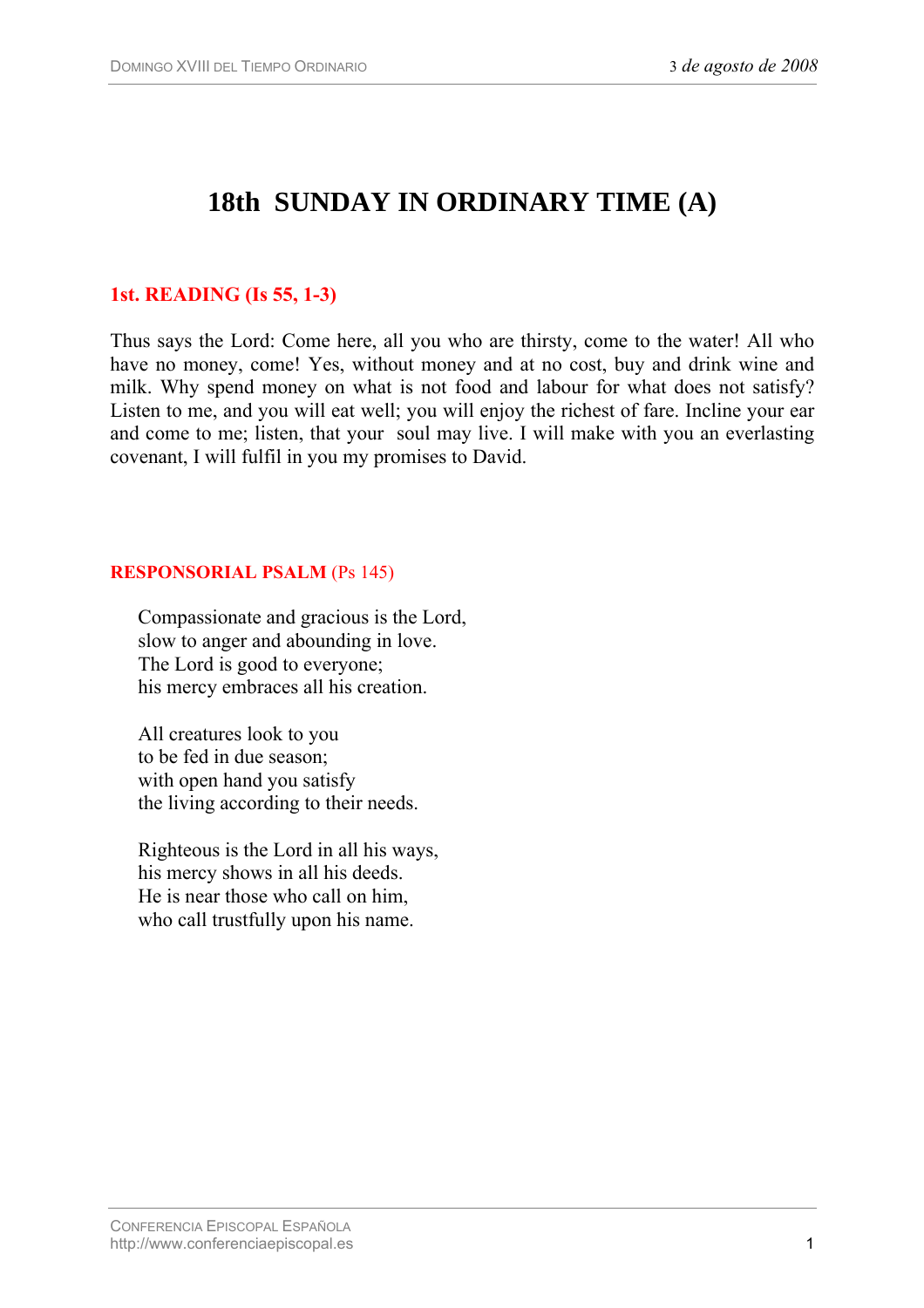# 18th SUNDAY IN ORDINARY TIME (A)

## 1st. READING (Is 55, 1-3)

Thus says the Lord: Come here, all you who are thirsty, come to the water! All who have no money, come! Yes, without money and at no cost, buy and drink wine and milk. Why spend money on what is not food and labour for what does not satisfy? Listen to me, and you will eat well; you will enjoy the richest of fare. Incline your ear and come to me; listen, that your soul may live. I will make with you an everlasting covenant, I will fulfil in you my promises to David.

## RESPONSORIAL PSALM (Ps 145)

Compassionate and gracious is the Lord,
slow to anger and abounding in love.
The Lord is good to everyone;
his mercy embraces all his creation.

All creatures look to you
to be fed in due season;
with open hand you satisfy
the living according to their needs.

Righteous is the Lord in all his ways,
his mercy shows in all his deeds.
He is near those who call on him,
who call trustfully upon his name.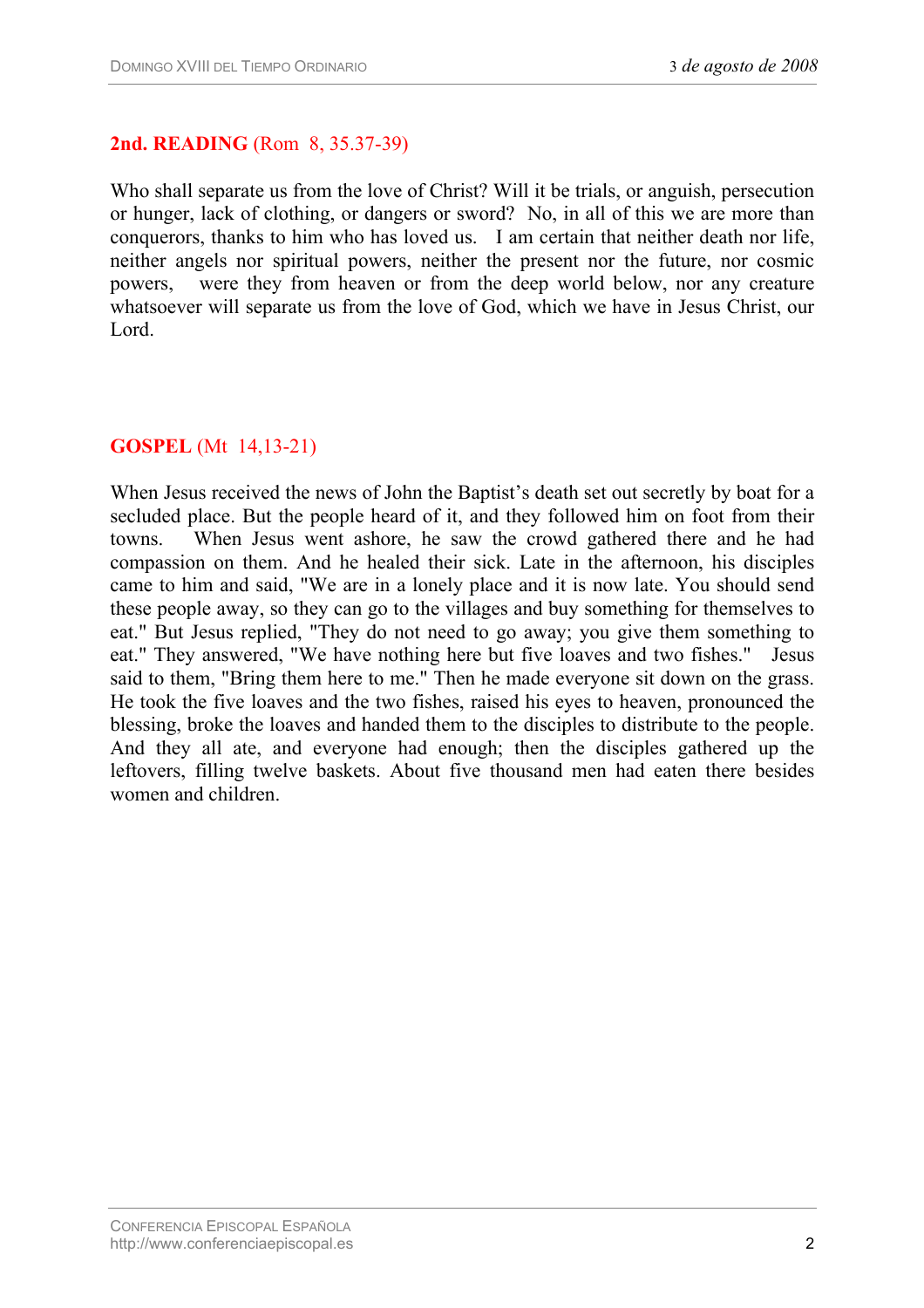## **2nd. READING** (Rom 8, 35.37-39)

Who shall separate us from the love of Christ? Will it be trials, or anguish, persecution or hunger, lack of clothing, or dangers or sword? No, in all of this we are more than conquerors, thanks to him who has loved us. I am certain that neither death nor life, neither angels nor spiritual powers, neither the present nor the future, nor cosmic powers, were they from heaven or from the deep world below, nor any creature whatsoever will separate us from the love of God, which we have in Jesus Christ, our Lord.

## **GOSPEL** (Mt 14,13-21)

When Jesus received the news of John the Baptist's death set out secretly by boat for a secluded place. But the people heard of it, and they followed him on foot from their towns. When Jesus went ashore, he saw the crowd gathered there and he had compassion on them. And he healed their sick. Late in the afternoon, his disciples came to him and said, "We are in a lonely place and it is now late. You should send these people away, so they can go to the villages and buy something for themselves to eat." But Jesus replied, "They do not need to go away; you give them something to eat." They answered, "We have nothing here but five loaves and two fishes." Jesus said to them, "Bring them here to me." Then he made everyone sit down on the grass. He took the five loaves and the two fishes, raised his eyes to heaven, pronounced the blessing, broke the loaves and handed them to the disciples to distribute to the people. And they all ate, and everyone had enough; then the disciples gathered up the leftovers, filling twelve baskets. About five thousand men had eaten there besides women and children.